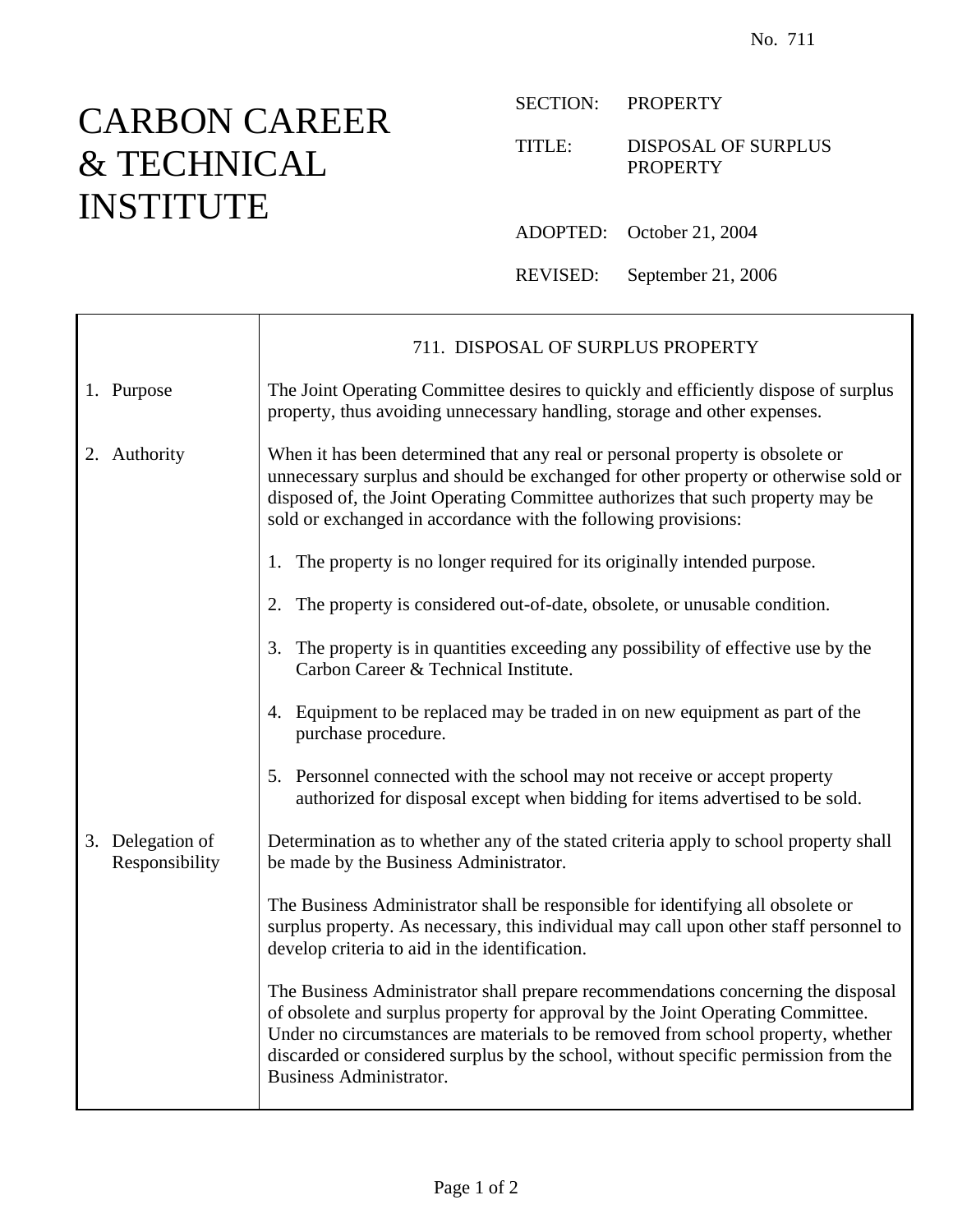No. 711

# CARBON CAREER & TECHNICAL INSTITUTE

SECTION: PROPERTY

TITLE: DISPOSAL OF SURPLUS PROPERTY

ADOPTED: October 21, 2004

REVISED: September 21, 2006

## 711. DISPOSAL OF SURPLUS PROPERTY

### 1. Purpose

The Joint Operating Committee desires to quickly and efficiently dispose of surplus property, thus avoiding unnecessary handling, storage and other expenses.

### 2. Authority

When it has been determined that any real or personal property is obsolete or unnecessary surplus and should be exchanged for other property or otherwise sold or disposed of, the Joint Operating Committee authorizes that such property may be sold or exchanged in accordance with the following provisions:

1. The property is no longer required for its originally intended purpose.

2. The property is considered out-of-date, obsolete, or unusable condition.

3. The property is in quantities exceeding any possibility of effective use by the Carbon Career & Technical Institute.

4. Equipment to be replaced may be traded in on new equipment as part of the purchase procedure.

5. Personnel connected with the school may not receive or accept property authorized for disposal except when bidding for items advertised to be sold.

### 3. Delegation of Responsibility

Determination as to whether any of the stated criteria apply to school property shall be made by the Business Administrator.

The Business Administrator shall be responsible for identifying all obsolete or surplus property. As necessary, this individual may call upon other staff personnel to develop criteria to aid in the identification.

The Business Administrator shall prepare recommendations concerning the disposal of obsolete and surplus property for approval by the Joint Operating Committee. Under no circumstances are materials to be removed from school property, whether discarded or considered surplus by the school, without specific permission from the Business Administrator.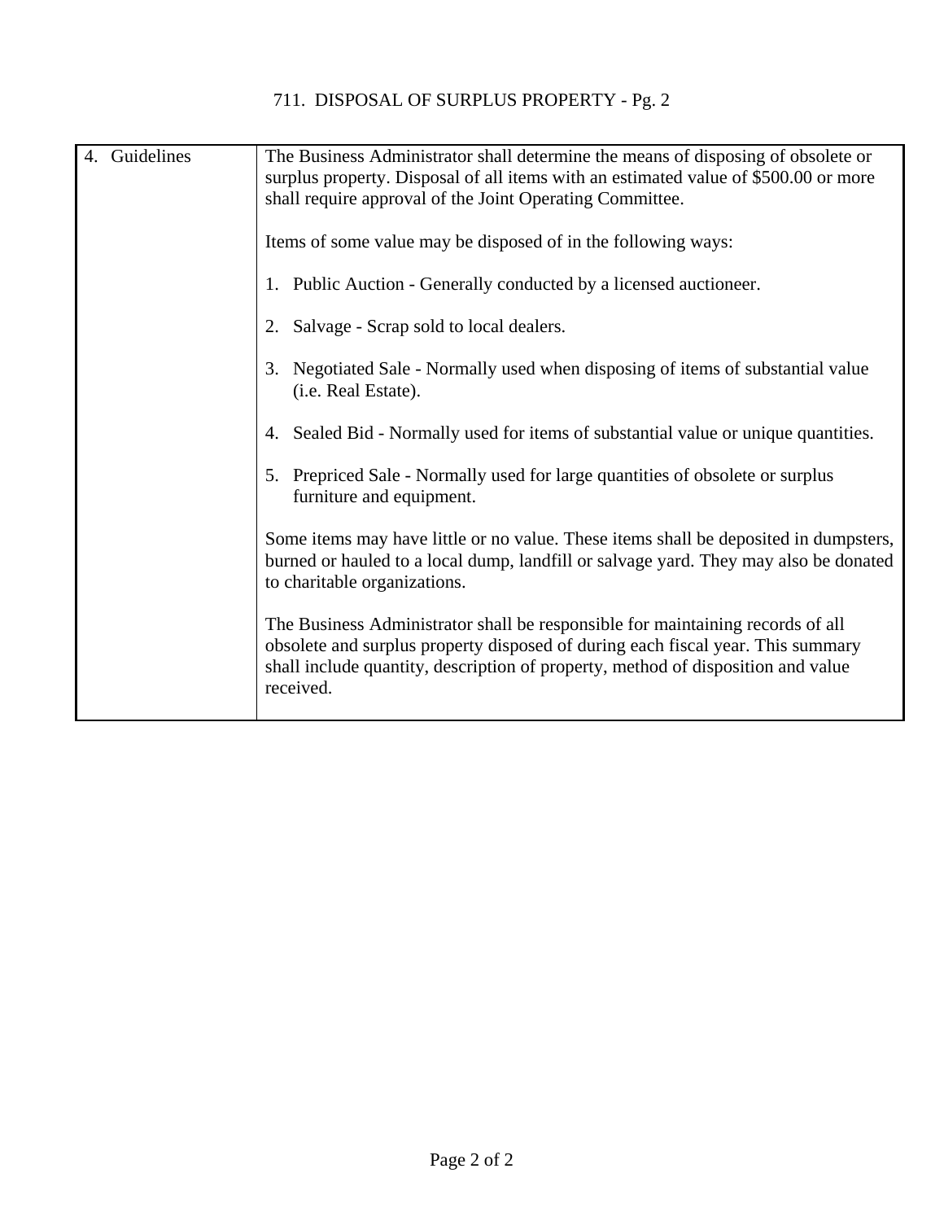# 711. DISPOSAL OF SURPLUS PROPERTY - Pg. 2

| | |
|---|---|
| 4. Guidelines | The Business Administrator shall determine the means of disposing of obsolete or surplus property. Disposal of all items with an estimated value of $500.00 or more shall require approval of the Joint Operating Committee.<br><br>Items of some value may be disposed of in the following ways:<br><br>1. Public Auction - Generally conducted by a licensed auctioneer.<br><br>2. Salvage - Scrap sold to local dealers.<br><br>3. Negotiated Sale - Normally used when disposing of items of substantial value (i.e. Real Estate).<br><br>4. Sealed Bid - Normally used for items of substantial value or unique quantities.<br><br>5. Prepriced Sale - Normally used for large quantities of obsolete or surplus furniture and equipment.<br><br>Some items may have little or no value. These items shall be deposited in dumpsters, burned or hauled to a local dump, landfill or salvage yard. They may also be donated to charitable organizations.<br><br>The Business Administrator shall be responsible for maintaining records of all obsolete and surplus property disposed of during each fiscal year. This summary shall include quantity, description of property, method of disposition and value received. |